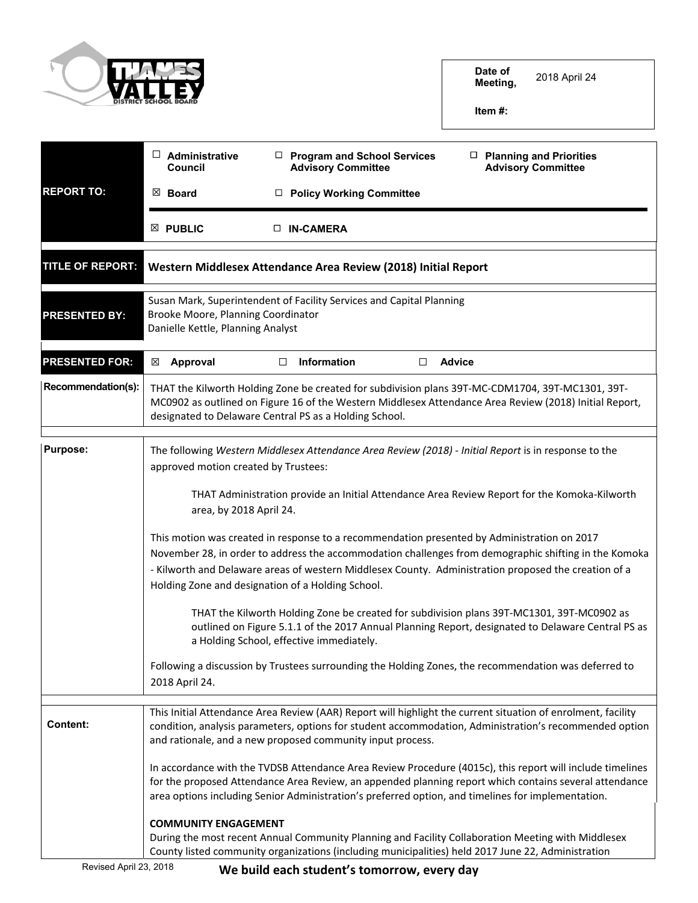| | |
|---|---|
| Date of Meeting, | 2018 April 24 |
| Item #: | |

| | |
|---|---|
| **REPORT TO:** | ☐ **Administrative Council** ☐ **Program and School Services Advisory Committee** ☐ **Planning and Priorities Advisory Committee** ☒ **Board** ☐ **Policy Working Committee** |
| | ☒ **PUBLIC** ☐ **IN-CAMERA** |
| **TITLE OF REPORT:** | **Western Middlesex Attendance Area Review (2018) Initial Report** |
| **PRESENTED BY:** | Susan Mark, Superintendent of Facility Services and Capital Planning<br>Brooke Moore, Planning Coordinator<br>Danielle Kettle, Planning Analyst |
| **PRESENTED FOR:** | ☒ **Approval** ☐ **Information** ☐ **Advice** |
| **Recommendation(s):** | THAT the Kilworth Holding Zone be created for subdivision plans 39T-MC-CDM1704, 39T-MC1301, 39T-MC0902 as outlined on Figure 16 of the Western Middlesex Attendance Area Review (2018) Initial Report, designated to Delaware Central PS as a Holding School. |

**Purpose:**

The following *Western Middlesex Attendance Area Review (2018) - Initial Report* is in response to the approved motion created by Trustees:

> THAT Administration provide an Initial Attendance Area Review Report for the Komoka-Kilworth area, by 2018 April 24.

This motion was created in response to a recommendation presented by Administration on 2017 November 28, in order to address the accommodation challenges from demographic shifting in the Komoka - Kilworth and Delaware areas of western Middlesex County. Administration proposed the creation of a Holding Zone and designation of a Holding School.

> THAT the Kilworth Holding Zone be created for subdivision plans 39T-MC1301, 39T-MC0902 as outlined on Figure 5.1.1 of the 2017 Annual Planning Report, designated to Delaware Central PS as a Holding School, effective immediately.

Following a discussion by Trustees surrounding the Holding Zones, the recommendation was deferred to 2018 April 24.

**Content:**

This Initial Attendance Area Review (AAR) Report will highlight the current situation of enrolment, facility condition, analysis parameters, options for student accommodation, Administration's recommended option and rationale, and a new proposed community input process.

In accordance with the TVDSB Attendance Area Review Procedure (4015c), this report will include timelines for the proposed Attendance Area Review, an appended planning report which contains several attendance area options including Senior Administration's preferred option, and timelines for implementation.

**COMMUNITY ENGAGEMENT**

During the most recent Annual Community Planning and Facility Collaboration Meeting with Middlesex County listed community organizations (including municipalities) held 2017 June 22, Administration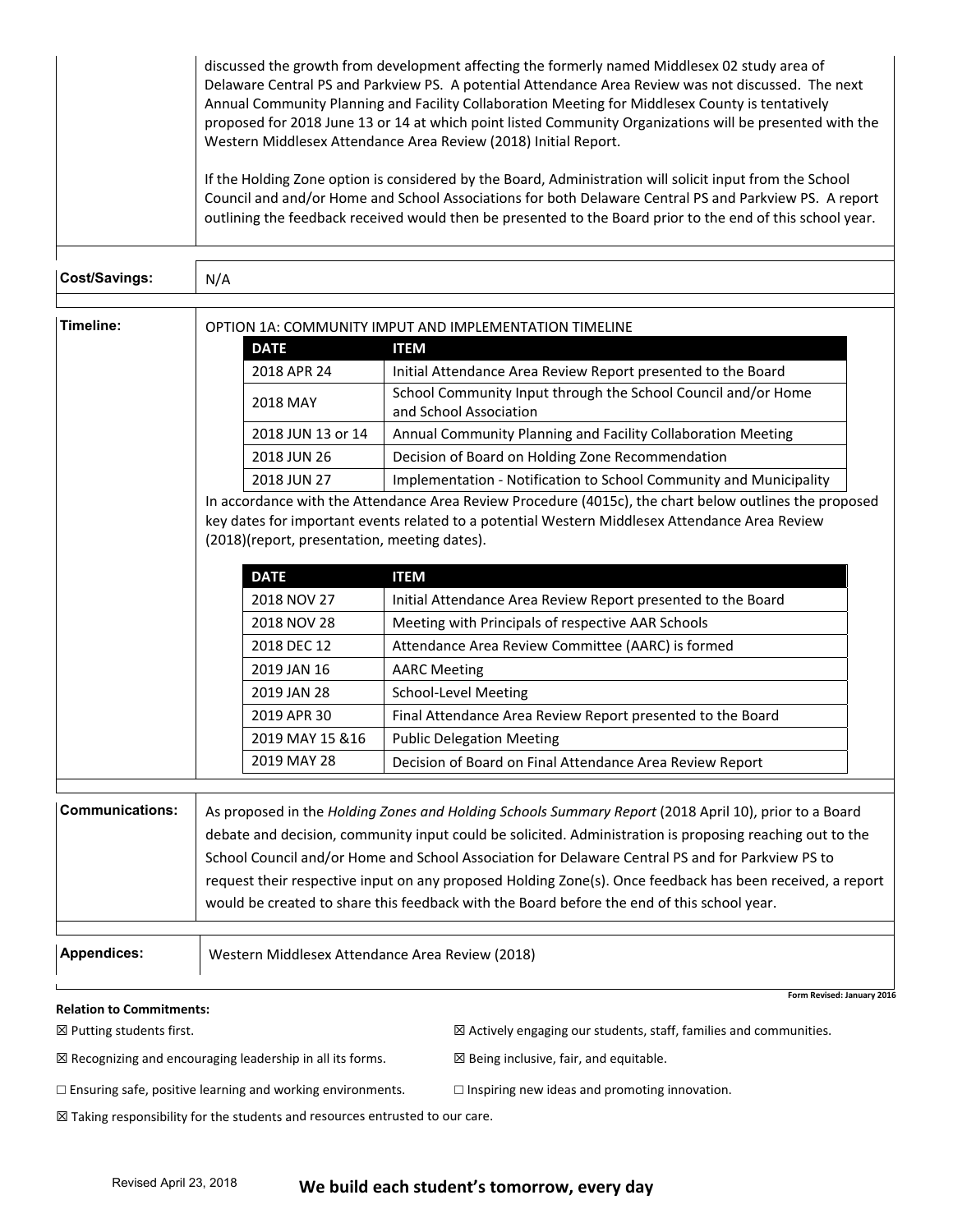discussed the growth from development affecting the formerly named Middlesex 02 study area of Delaware Central PS and Parkview PS. A potential Attendance Area Review was not discussed. The next Annual Community Planning and Facility Collaboration Meeting for Middlesex County is tentatively proposed for 2018 June 13 or 14 at which point listed Community Organizations will be presented with the Western Middlesex Attendance Area Review (2018) Initial Report.

If the Holding Zone option is considered by the Board, Administration will solicit input from the School Council and and/or Home and School Associations for both Delaware Central PS and Parkview PS. A report outlining the feedback received would then be presented to the Board prior to the end of this school year.

**Cost/Savings:** N/A

**Timeline:**

OPTION 1A: COMMUNITY IMPUT AND IMPLEMENTATION TIMELINE

| DATE | ITEM |
|---|---|
| 2018 APR 24 | Initial Attendance Area Review Report presented to the Board |
| 2018 MAY | School Community Input through the School Council and/or Home and School Association |
| 2018 JUN 13 or 14 | Annual Community Planning and Facility Collaboration Meeting |
| 2018 JUN 26 | Decision of Board on Holding Zone Recommendation |
| 2018 JUN 27 | Implementation - Notification to School Community and Municipality |

In accordance with the Attendance Area Review Procedure (4015c), the chart below outlines the proposed key dates for important events related to a potential Western Middlesex Attendance Area Review (2018)(report, presentation, meeting dates).

| DATE | ITEM |
|---|---|
| 2018 NOV 27 | Initial Attendance Area Review Report presented to the Board |
| 2018 NOV 28 | Meeting with Principals of respective AAR Schools |
| 2018 DEC 12 | Attendance Area Review Committee (AARC) is formed |
| 2019 JAN 16 | AARC Meeting |
| 2019 JAN 28 | School-Level Meeting |
| 2019 APR 30 | Final Attendance Area Review Report presented to the Board |
| 2019 MAY 15 &16 | Public Delegation Meeting |
| 2019 MAY 28 | Decision of Board on Final Attendance Area Review Report |

**Communications:** As proposed in the *Holding Zones and Holding Schools Summary Report* (2018 April 10), prior to a Board debate and decision, community input could be solicited. Administration is proposing reaching out to the School Council and/or Home and School Association for Delaware Central PS and for Parkview PS to request their respective input on any proposed Holding Zone(s). Once feedback has been received, a report would be created to share this feedback with the Board before the end of this school year.

**Appendices:** Western Middlesex Attendance Area Review (2018)

Form Revised: January 2016

**Relation to Commitments:**

- ☒ Putting students first.
- ☒ Actively engaging our students, staff, families and communities.
- ☒ Recognizing and encouraging leadership in all its forms.
- ☒ Being inclusive, fair, and equitable.
- ☐ Ensuring safe, positive learning and working environments.
- ☐ Inspiring new ideas and promoting innovation.
- ☒ Taking responsibility for the students and resources entrusted to our care.

Revised April 23, 2018

**We build each student's tomorrow, every day**